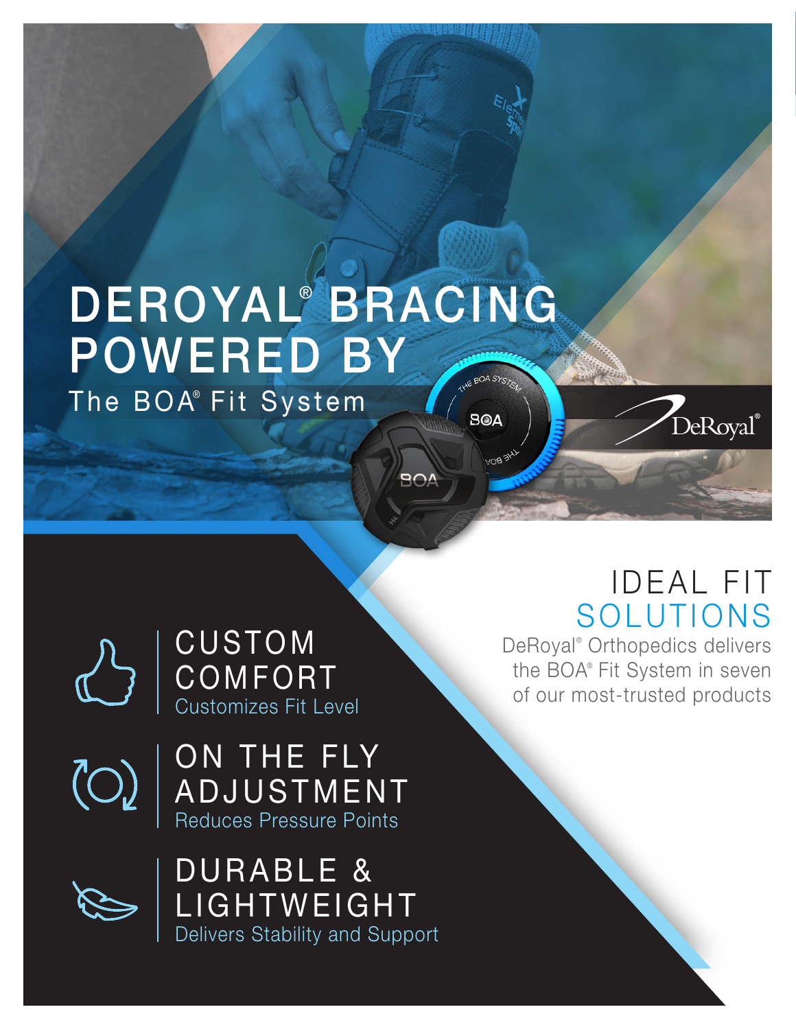# DEROYAL® BRACING POWERED BY

## The BOA® Fit System

DeRoyal®

## IDEAL FIT SOLUTIONS

DeRoyal® Orthopedics delivers the BOA® Fit System in seven of our most-trusted products

### CUSTOM COMFORT

Customizes Fit Level

### ON THE FLY ADJUSTMENT

Reduces Pressure Points

### DURABLE & LIGHTWEIGHT

Delivers Stability and Support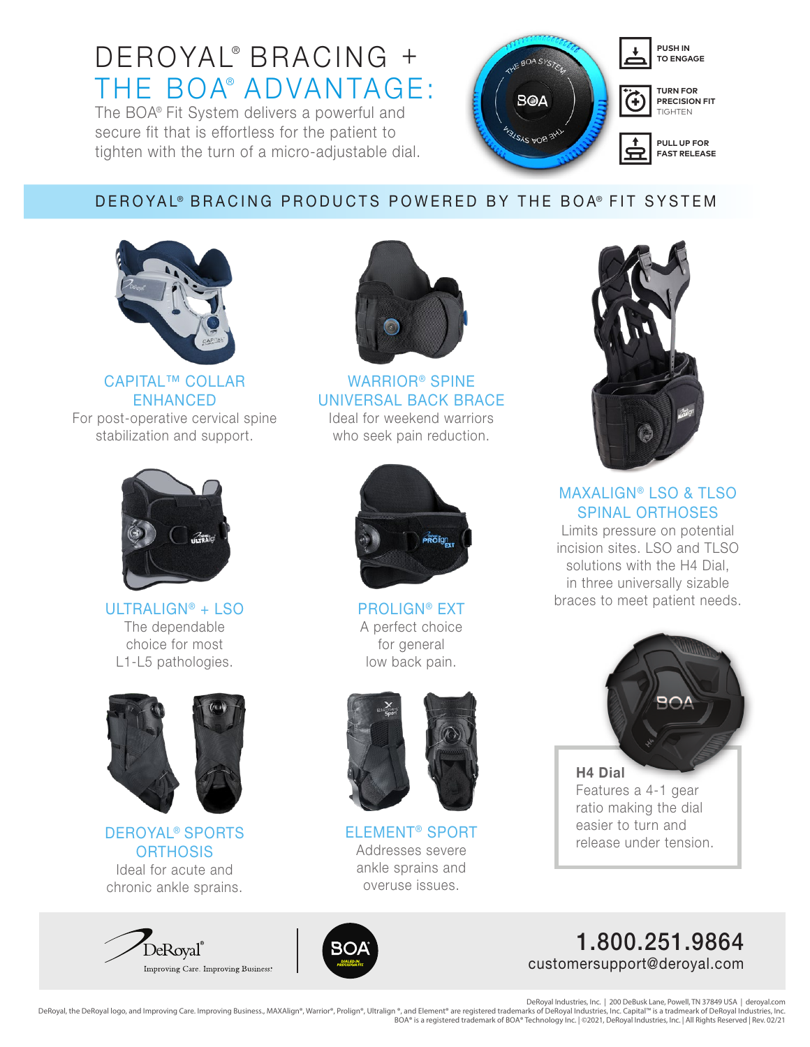# DEROYAL® BRACING + THE BOA® ADVANTAGE:

The BOA® Fit System delivers a powerful and secure fit that is effortless for the patient to tighten with the turn of a micro-adjustable dial.

**PUSH IN TO ENGAGE**

**TURN FOR PRECISION FIT** TIGHTEN

**PULL UP FOR FAST RELEASE**

## DEROYAL® BRACING PRODUCTS POWERED BY THE BOA® FIT SYSTEM

### CAPITAL™ COLLAR ENHANCED

For post-operative cervical spine stabilization and support.

### WARRIOR® SPINE UNIVERSAL BACK BRACE

Ideal for weekend warriors who seek pain reduction.

### MAXALIGN® LSO & TLSO SPINAL ORTHOSES

Limits pressure on potential incision sites. LSO and TLSO solutions with the H4 Dial, in three universally sizable braces to meet patient needs.

### ULTRALIGN® + LSO

The dependable choice for most L1-L5 pathologies.

### PROLIGN® EXT

A perfect choice for general low back pain.

### DEROYAL® SPORTS ORTHOSIS

Ideal for acute and chronic ankle sprains.

### ELEMENT® SPORT

Addresses severe ankle sprains and overuse issues.

**H4 Dial**

Features a 4-1 gear ratio making the dial easier to turn and release under tension.

DeRoyal® Improving Care. Improving Business.®

**1.800.251.9864**

customersupport@deroyal.com

DeRoyal Industries, Inc. | 200 DeBusk Lane, Powell, TN 37849 USA | deroyal.com

DeRoyal, the DeRoyal logo, and Improving Care. Improving Business., MAXAlign®, Warrior®, Prolign®, Ultralign®, and Element® are registered trademarks of DeRoyal Industries, Inc. Capital™ is a trademark of DeRoyal Industries, Inc. BOA® is a registered trademark of BOA® Technology Inc. | ©2021, DeRoyal Industries, Inc. | All Rights Reserved | Rev. 02/21